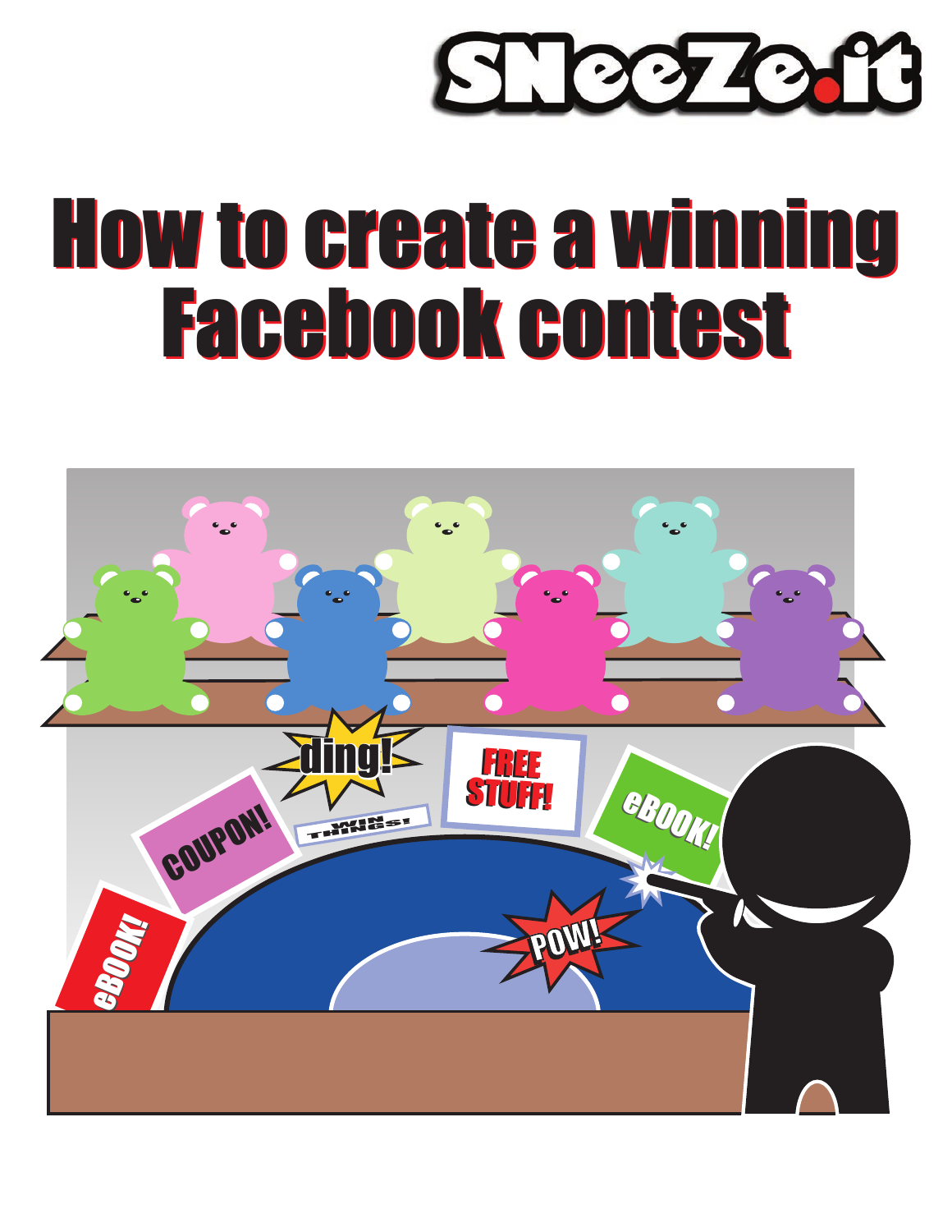SNeeZe.it

# How to create a winning Facebook contest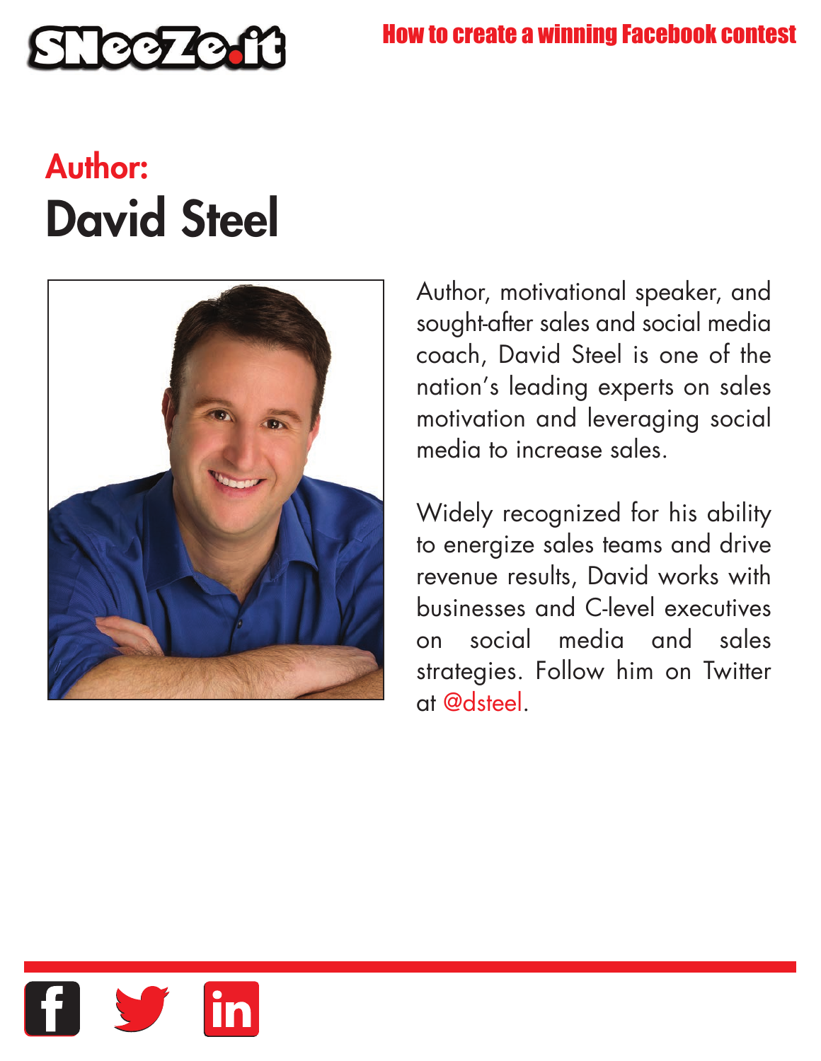# Author:
# David Steel

Author, motivational speaker, and sought-after sales and social media coach, David Steel is one of the nation's leading experts on sales motivation and leveraging social media to increase sales.

Widely recognized for his ability to energize sales teams and drive revenue results, David works with businesses and C-level executives on social media and sales strategies. Follow him on Twitter at @dsteel.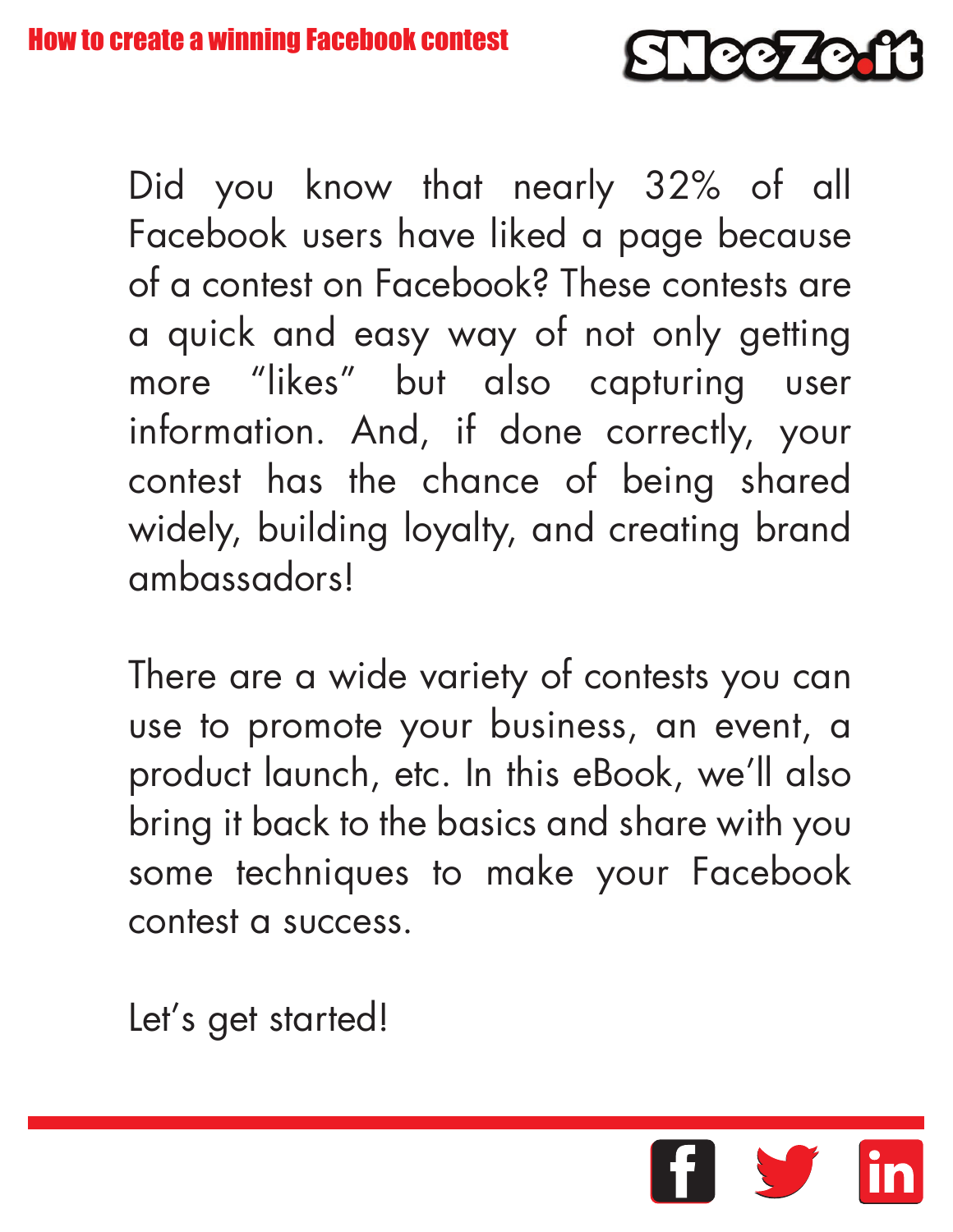Did you know that nearly 32% of all Facebook users have liked a page because of a contest on Facebook? These contests are a quick and easy way of not only getting more "likes" but also capturing user information. And, if done correctly, your contest has the chance of being shared widely, building loyalty, and creating brand ambassadors!

There are a wide variety of contests you can use to promote your business, an event, a product launch, etc. In this eBook, we'll also bring it back to the basics and share with you some techniques to make your Facebook contest a success.

Let's get started!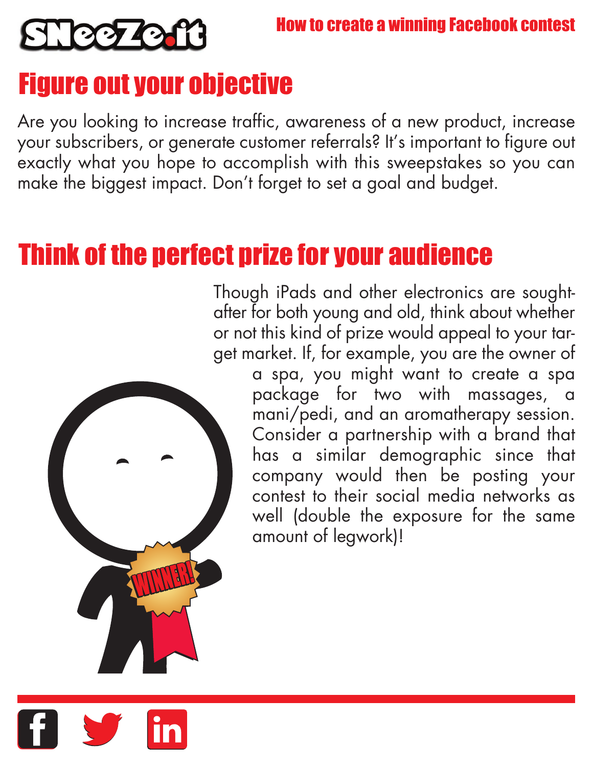## Figure out your objective

Are you looking to increase traffic, awareness of a new product, increase your subscribers, or generate customer referrals? It's important to figure out exactly what you hope to accomplish with this sweepstakes so you can make the biggest impact. Don't forget to set a goal and budget.

## Think of the perfect prize for your audience

Though iPads and other electronics are sought-after for both young and old, think about whether or not this kind of prize would appeal to your target market. If, for example, you are the owner of a spa, you might want to create a spa package for two with massages, a mani/pedi, and an aromatherapy session. Consider a partnership with a brand that has a similar demographic since that company would then be posting your contest to their social media networks as well (double the exposure for the same amount of legwork)!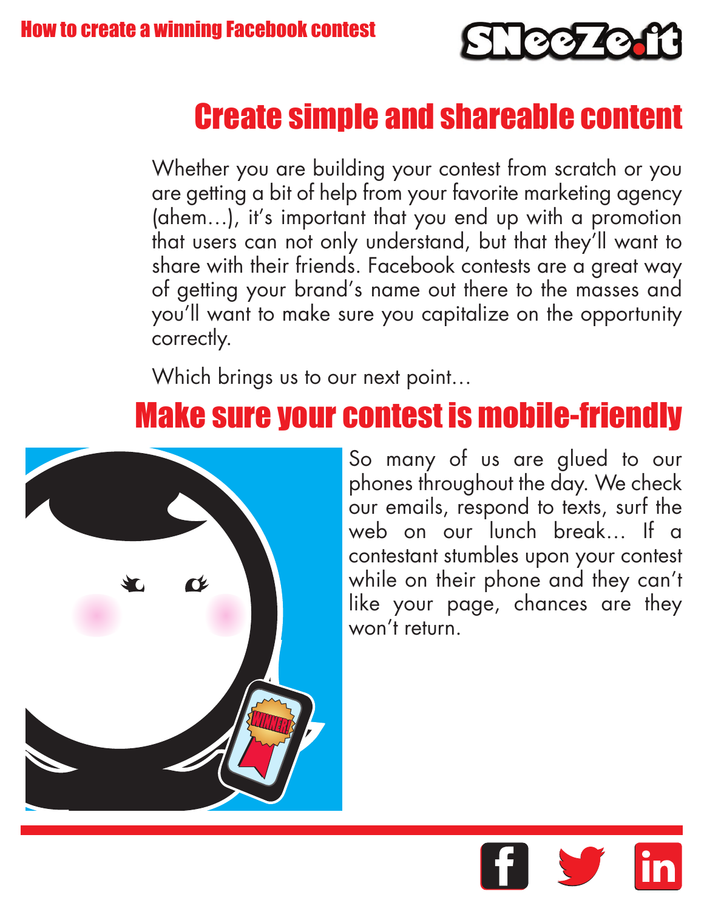## Create simple and shareable content

Whether you are building your contest from scratch or you are getting a bit of help from your favorite marketing agency (ahem…), it's important that you end up with a promotion that users can not only understand, but that they'll want to share with their friends. Facebook contests are a great way of getting your brand's name out there to the masses and you'll want to make sure you capitalize on the opportunity correctly.

Which brings us to our next point…

## Make sure your contest is mobile-friendly

So many of us are glued to our phones throughout the day. We check our emails, respond to texts, surf the web on our lunch break… If a contestant stumbles upon your contest while on their phone and they can't like your page, chances are they won't return.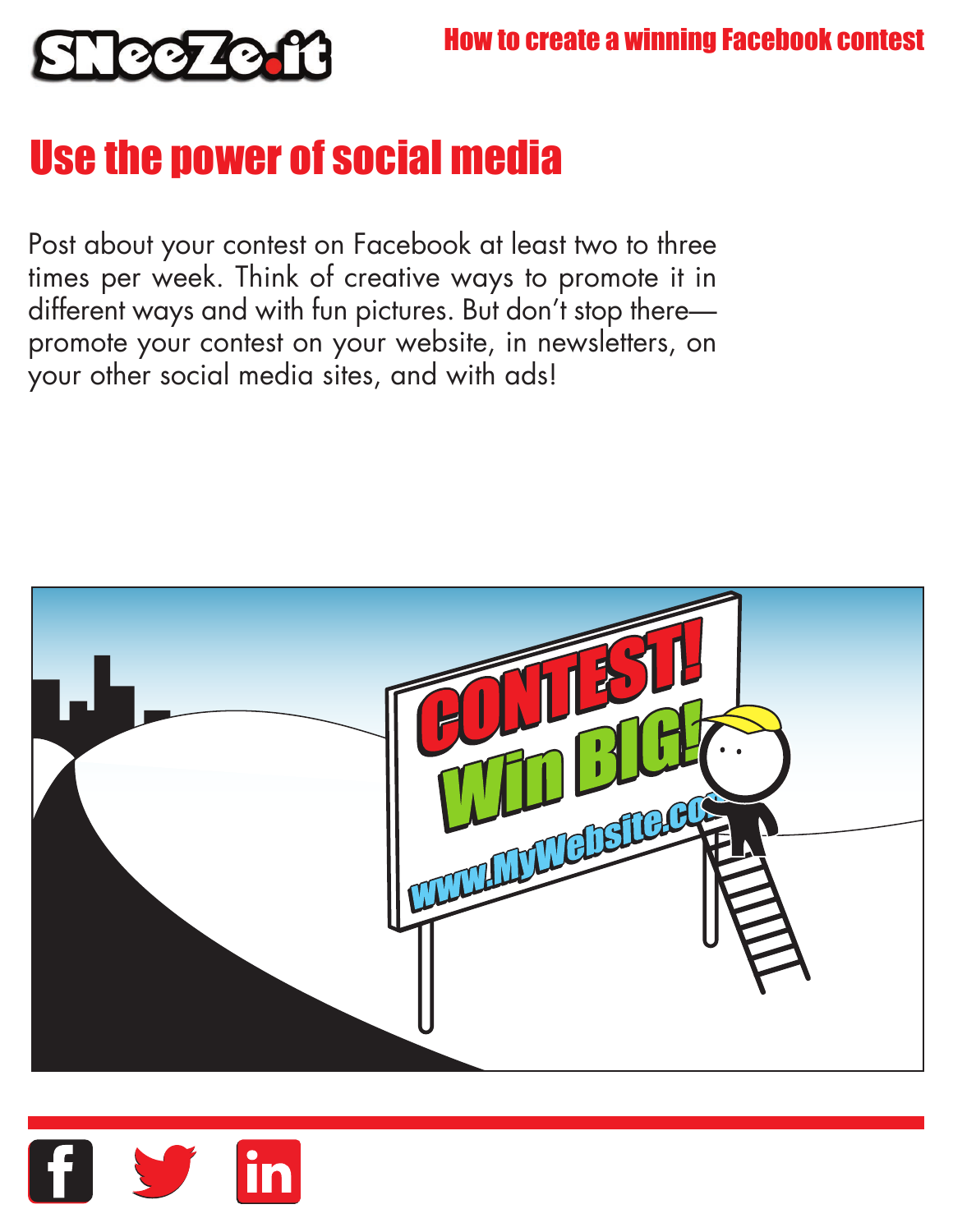# Use the power of social media

Post about your contest on Facebook at least two to three times per week. Think of creative ways to promote it in different ways and with fun pictures. But don't stop there—promote your contest on your website, in newsletters, on your other social media sites, and with ads!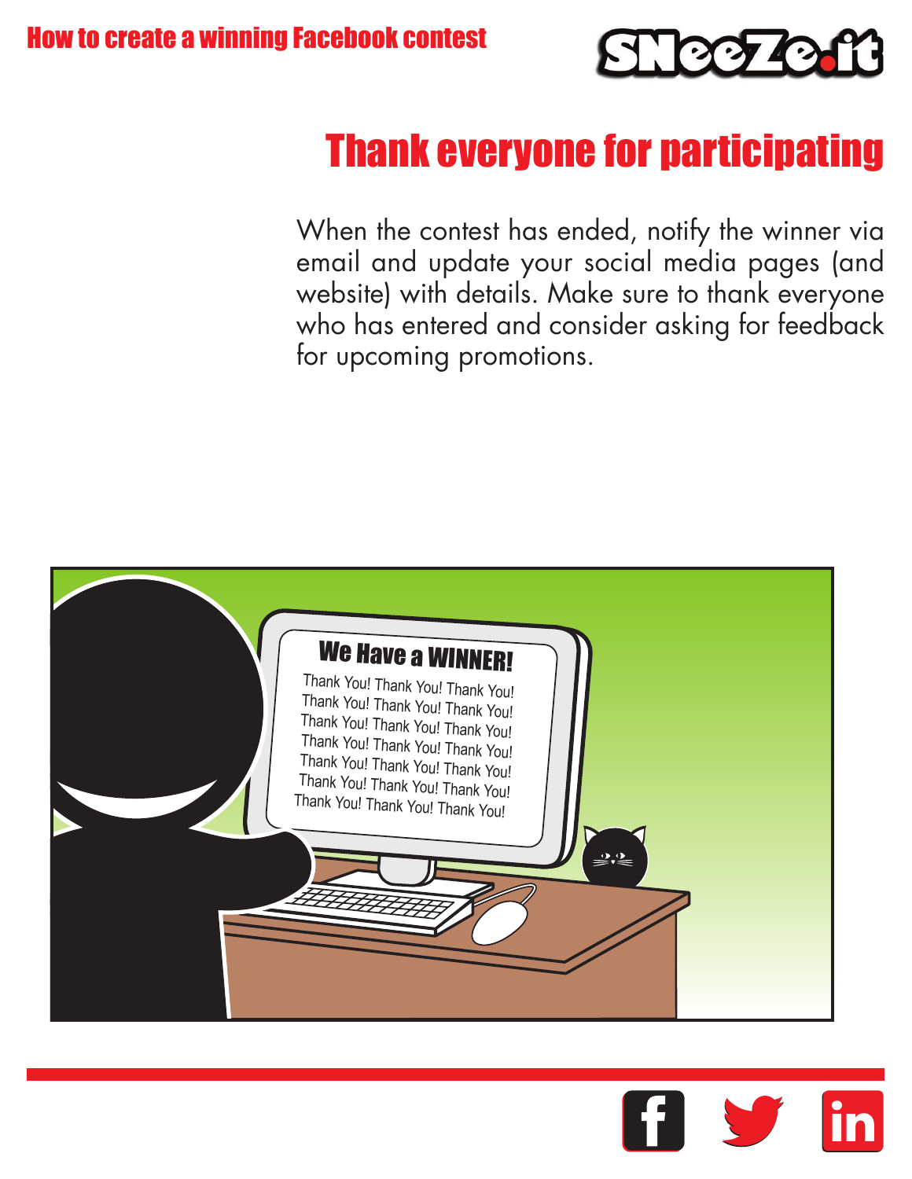## Thank everyone for participating

When the contest has ended, notify the winner via email and update your social media pages (and website) with details. Make sure to thank everyone who has entered and consider asking for feedback for upcoming promotions.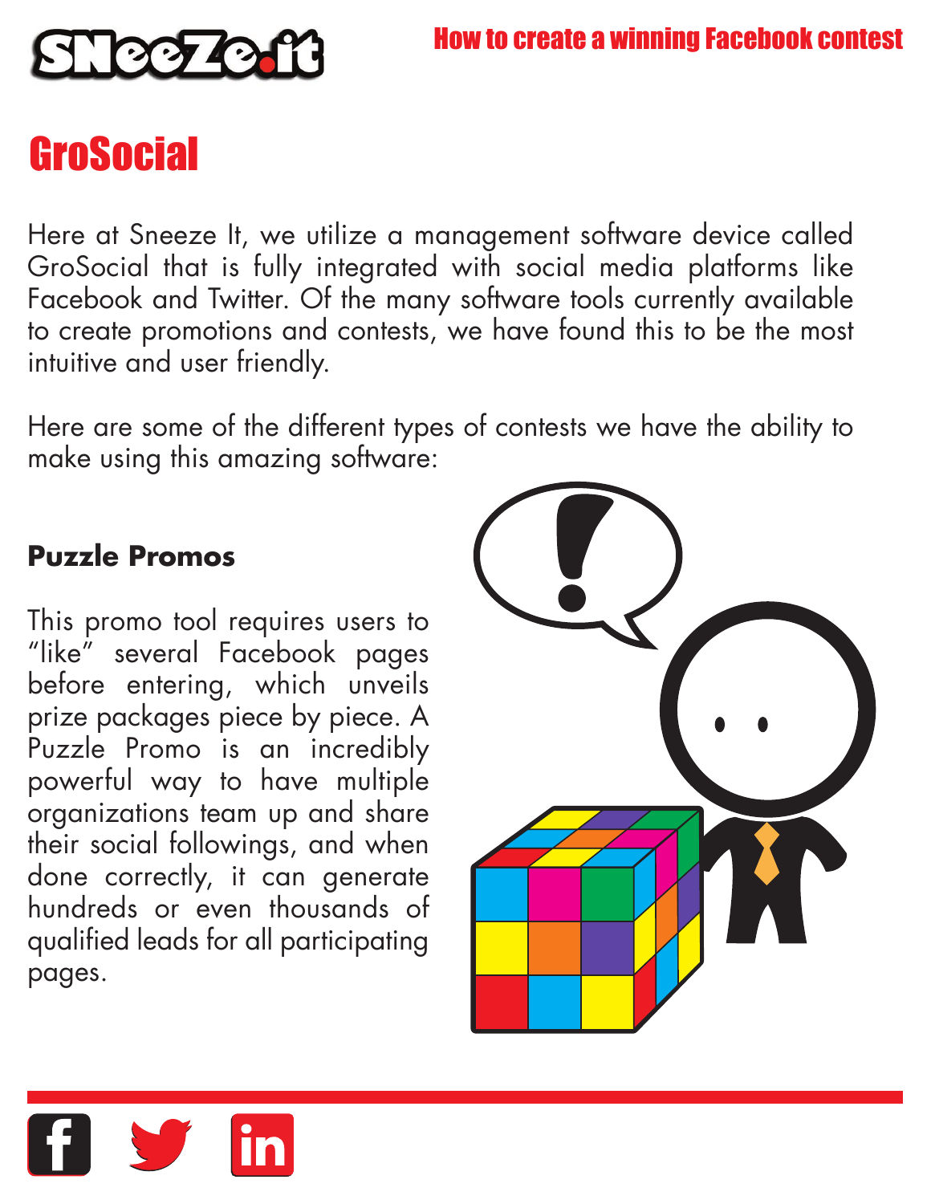# GroSocial

Here at Sneeze It, we utilize a management software device called GroSocial that is fully integrated with social media platforms like Facebook and Twitter. Of the many software tools currently available to create promotions and contests, we have found this to be the most intuitive and user friendly.

Here are some of the different types of contests we have the ability to make using this amazing software:

### Puzzle Promos

This promo tool requires users to "like" several Facebook pages before entering, which unveils prize packages piece by piece. A Puzzle Promo is an incredibly powerful way to have multiple organizations team up and share their social followings, and when done correctly, it can generate hundreds or even thousands of qualified leads for all participating pages.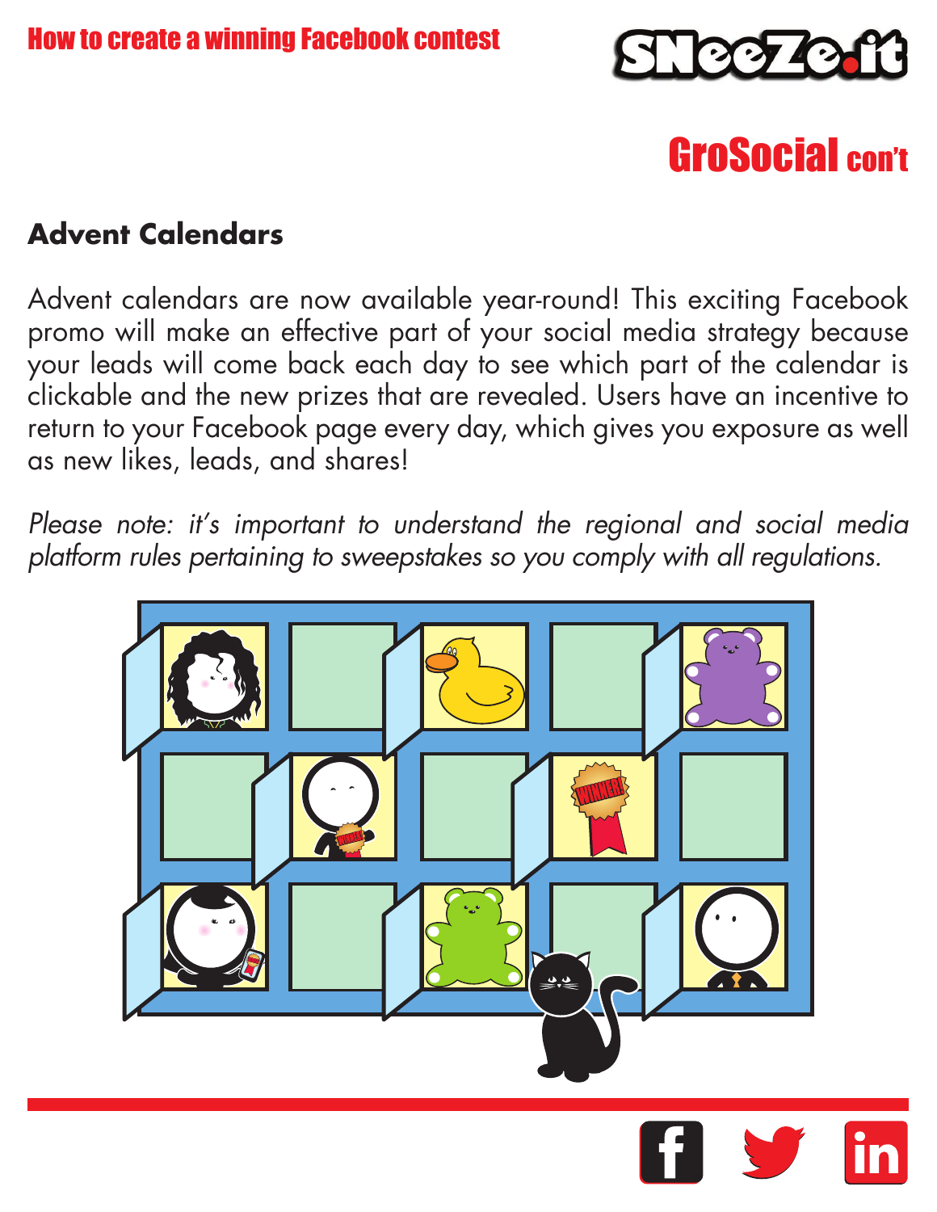## GroSocial con't

### Advent Calendars

Advent calendars are now available year-round! This exciting Facebook promo will make an effective part of your social media strategy because your leads will come back each day to see which part of the calendar is clickable and the new prizes that are revealed. Users have an incentive to return to your Facebook page every day, which gives you exposure as well as new likes, leads, and shares!

*Please note: it's important to understand the regional and social media platform rules pertaining to sweepstakes so you comply with all regulations.*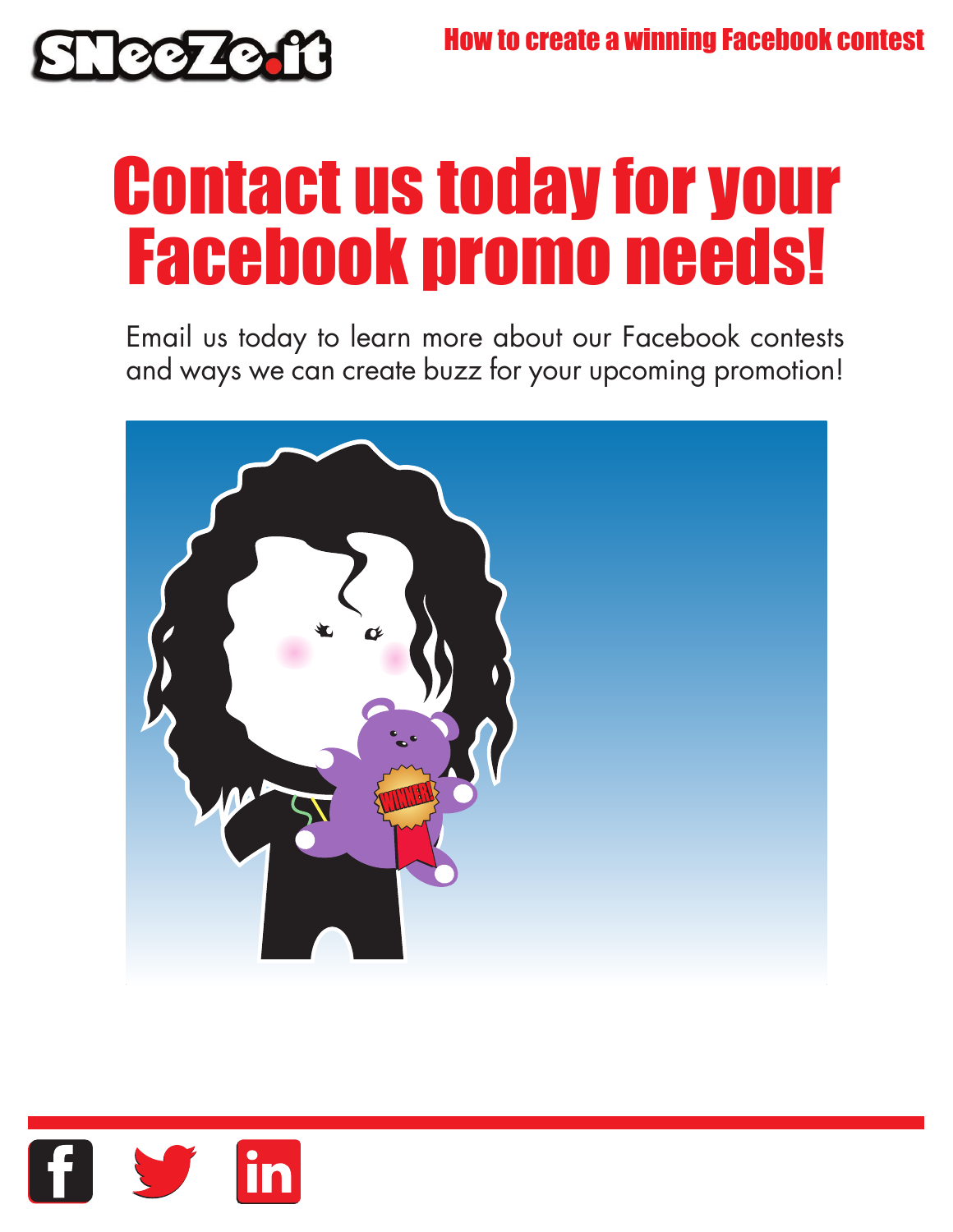# Contact us today for your Facebook promo needs!

Email us today to learn more about our Facebook contests and ways we can create buzz for your upcoming promotion!